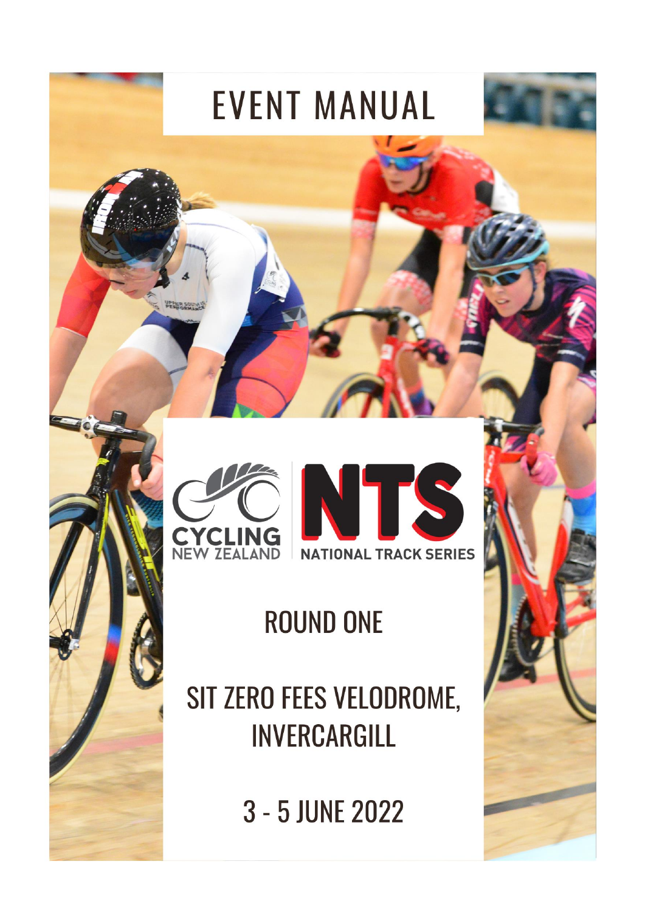# EVENT MANUAL

CYCLING NEW ZEALAND

NTS NATIONAL TRACK SERIES

## ROUND ONE

## SIT ZERO FEES VELODROME, INVERCARGILL

## 3 - 5 JUNE 2022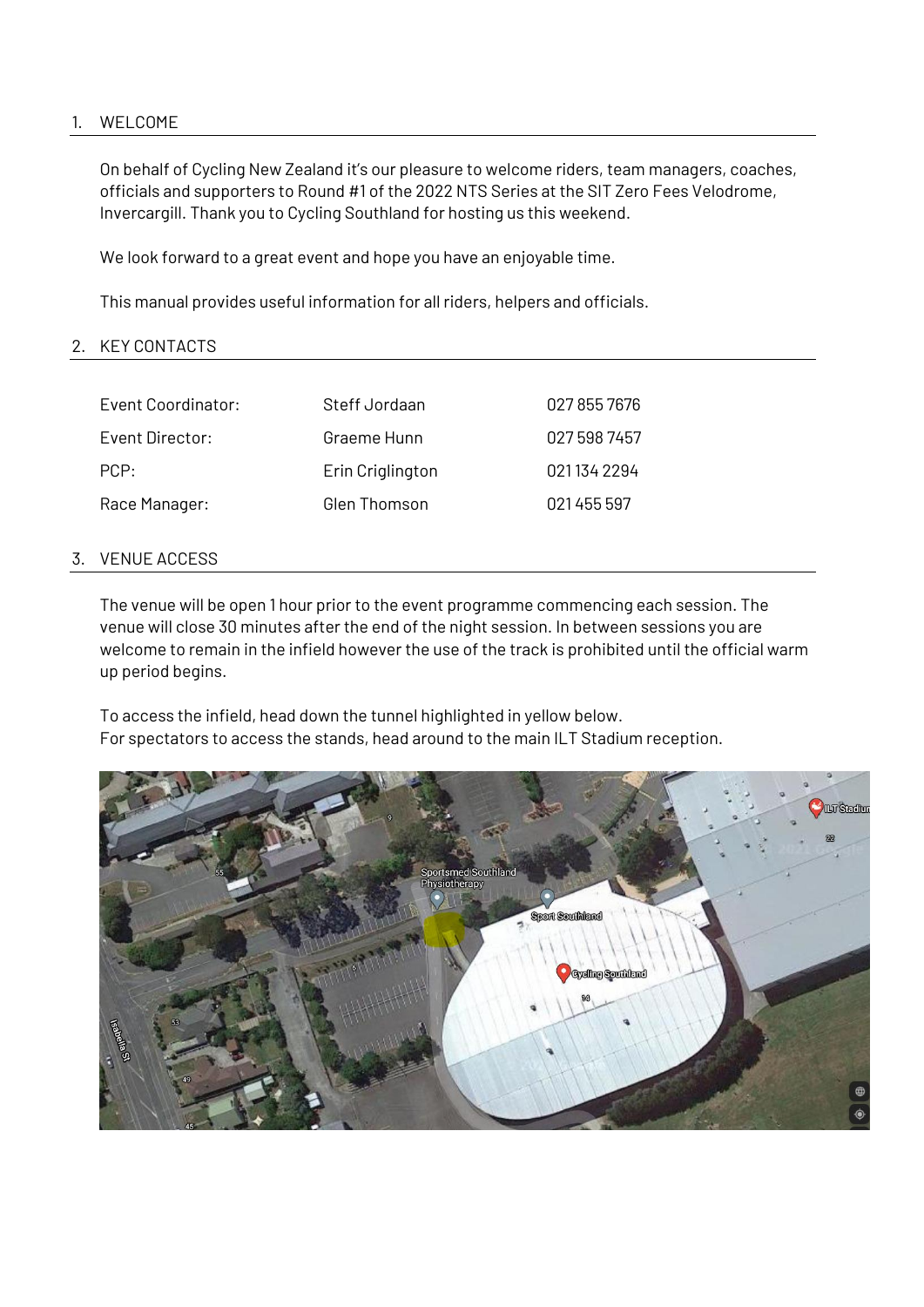## 1. WELCOME

On behalf of Cycling New Zealand it's our pleasure to welcome riders, team managers, coaches, officials and supporters to Round #1 of the 2022 NTS Series at the SIT Zero Fees Velodrome, Invercargill. Thank you to Cycling Southland for hosting us this weekend.

We look forward to a great event and hope you have an enjoyable time.

This manual provides useful information for all riders, helpers and officials.

## 2. KEY CONTACTS

| | | |
|---|---|---|
| Event Coordinator: | Steff Jordaan | 027 855 7676 |
| Event Director: | Graeme Hunn | 027 598 7457 |
| PCP: | Erin Criglington | 021 134 2294 |
| Race Manager: | Glen Thomson | 021 455 597 |

## 3. VENUE ACCESS

The venue will be open 1 hour prior to the event programme commencing each session. The venue will close 30 minutes after the end of the night session. In between sessions you are welcome to remain in the infield however the use of the track is prohibited until the official warm up period begins.

To access the infield, head down the tunnel highlighted in yellow below.
For spectators to access the stands, head around to the main ILT Stadium reception.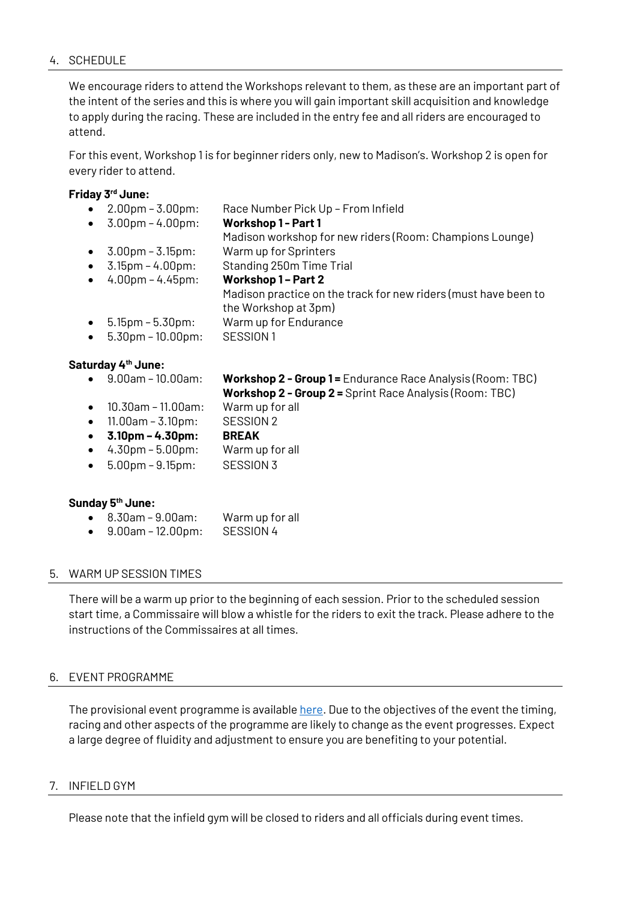## 4. SCHEDULE

We encourage riders to attend the Workshops relevant to them, as these are an important part of the intent of the series and this is where you will gain important skill acquisition and knowledge to apply during the racing. These are included in the entry fee and all riders are encouraged to attend.

For this event, Workshop 1 is for beginner riders only, new to Madison's. Workshop 2 is open for every rider to attend.

**Friday 3rd June:**

- 2.00pm – 3.00pm: Race Number Pick Up – From Infield
- 3.00pm – 4.00pm: **Workshop 1 - Part 1**
  Madison workshop for new riders (Room: Champions Lounge)
- 3.00pm – 3.15pm: Warm up for Sprinters
- 3.15pm – 4.00pm: Standing 250m Time Trial
- 4.00pm – 4.45pm: **Workshop 1 – Part 2**
  Madison practice on the track for new riders (must have been to the Workshop at 3pm)
- 5.15pm – 5.30pm: Warm up for Endurance
- 5.30pm – 10.00pm: SESSION 1

**Saturday 4th June:**

- 9.00am – 10.00am: **Workshop 2 - Group 1 =** Endurance Race Analysis (Room: TBC)
  **Workshop 2 - Group 2 =** Sprint Race Analysis (Room: TBC)
- 10.30am – 11.00am: Warm up for all
- 11.00am – 3.10pm: SESSION 2
- **3.10pm – 4.30pm: BREAK**
- 4.30pm – 5.00pm: Warm up for all
- 5.00pm – 9.15pm: SESSION 3

**Sunday 5th June:**

- 8.30am – 9.00am: Warm up for all
- 9.00am – 12.00pm: SESSION 4

## 5. WARM UP SESSION TIMES

There will be a warm up prior to the beginning of each session. Prior to the scheduled session start time, a Commissaire will blow a whistle for the riders to exit the track. Please adhere to the instructions of the Commissaires at all times.

## 6. EVENT PROGRAMME

The provisional event programme is available here. Due to the objectives of the event the timing, racing and other aspects of the programme are likely to change as the event progresses. Expect a large degree of fluidity and adjustment to ensure you are benefiting to your potential.

## 7. INFIELD GYM

Please note that the infield gym will be closed to riders and all officials during event times.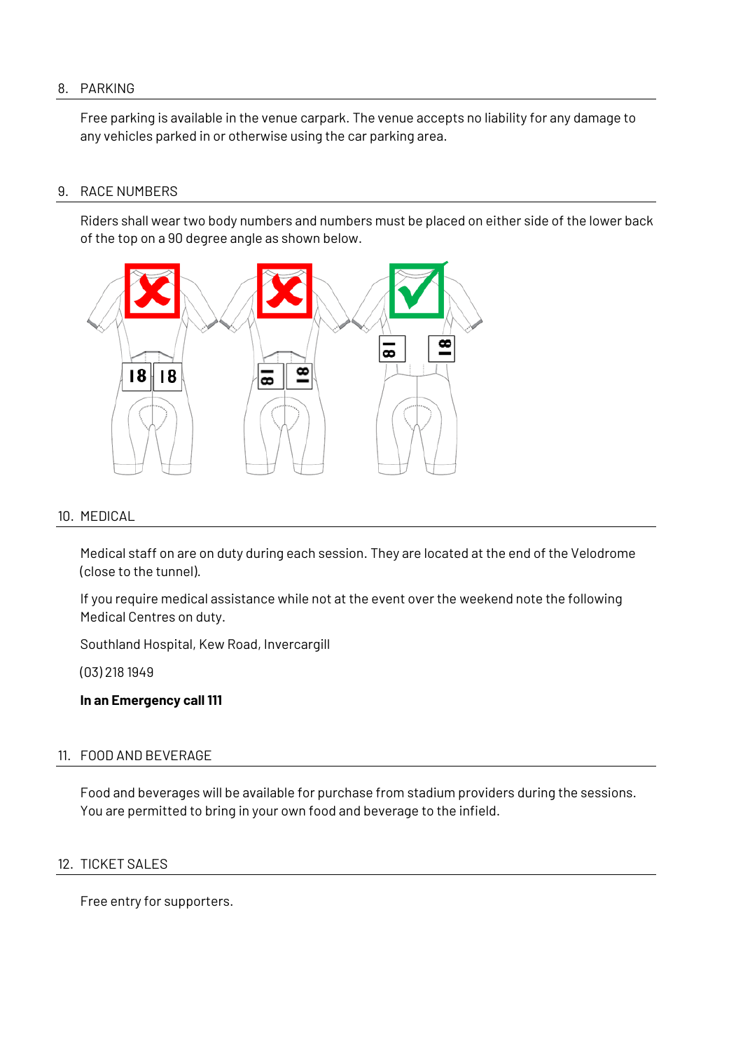## 8. PARKING

Free parking is available in the venue carpark. The venue accepts no liability for any damage to any vehicles parked in or otherwise using the car parking area.

## 9. RACE NUMBERS

Riders shall wear two body numbers and numbers must be placed on either side of the lower back of the top on a 90 degree angle as shown below.

## 10. MEDICAL

Medical staff on are on duty during each session. They are located at the end of the Velodrome (close to the tunnel).

If you require medical assistance while not at the event over the weekend note the following Medical Centres on duty.

Southland Hospital, Kew Road, Invercargill

(03) 218 1949

**In an Emergency call 111**

## 11. FOOD AND BEVERAGE

Food and beverages will be available for purchase from stadium providers during the sessions. You are permitted to bring in your own food and beverage to the infield.

## 12. TICKET SALES

Free entry for supporters.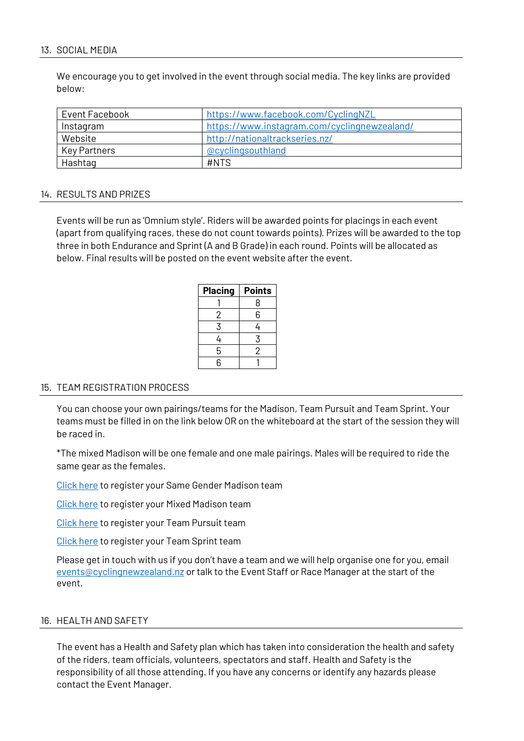## 13. SOCIAL MEDIA

We encourage you to get involved in the event through social media. The key links are provided below:

| | |
|---|---|
| Event Facebook | https://www.facebook.com/CyclingNZL |
| Instagram | https://www.instagram.com/cyclingnewzealand/ |
| Website | http://nationaltrackseries.nz/ |
| Key Partners | @cyclingsouthland |
| Hashtag | #NTS |

## 14. RESULTS AND PRIZES

Events will be run as 'Omnium style'. Riders will be awarded points for placings in each event (apart from qualifying races, these do not count towards points). Prizes will be awarded to the top three in both Endurance and Sprint (A and B Grade) in each round. Points will be allocated as below. Final results will be posted on the event website after the event.

| Placing | Points |
|---|---|
| 1 | 8 |
| 2 | 6 |
| 3 | 4 |
| 4 | 3 |
| 5 | 2 |
| 6 | 1 |

## 15. TEAM REGISTRATION PROCESS

You can choose your own pairings/teams for the Madison, Team Pursuit and Team Sprint. Your teams must be filled in on the link below OR on the whiteboard at the start of the session they will be raced in.

*The mixed Madison will be one female and one male pairings. Males will be required to ride the same gear as the females.

Click here to register your Same Gender Madison team

Click here to register your Mixed Madison team

Click here to register your Team Pursuit team

Click here to register your Team Sprint team

Please get in touch with us if you don't have a team and we will help organise one for you, email events@cyclingnewzealand.nz or talk to the Event Staff or Race Manager at the start of the event.

## 16. HEALTH AND SAFETY

The event has a Health and Safety plan which has taken into consideration the health and safety of the riders, team officials, volunteers, spectators and staff. Health and Safety is the responsibility of all those attending. If you have any concerns or identify any hazards please contact the Event Manager.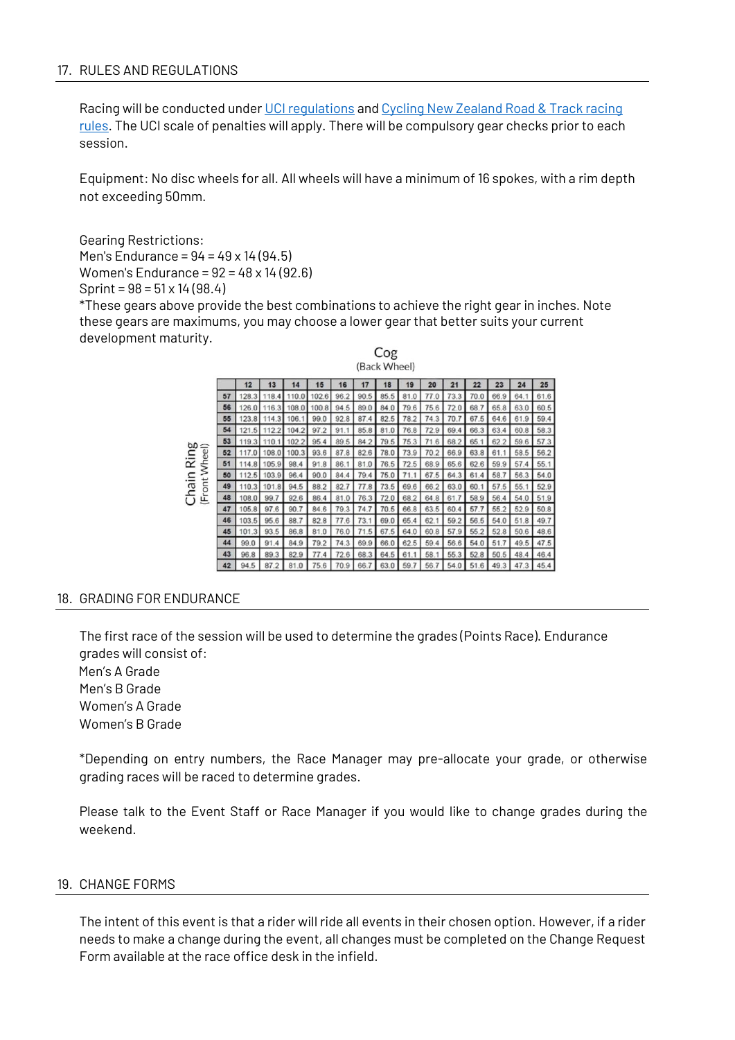## 17. RULES AND REGULATIONS

Racing will be conducted under [UCI regulations] and [Cycling New Zealand Road & Track racing rules]. The UCI scale of penalties will apply. There will be compulsory gear checks prior to each session.

Equipment: No disc wheels for all. All wheels will have a minimum of 16 spokes, with a rim depth not exceeding 50mm.

Gearing Restrictions:
Men's Endurance = 94 = 49 x 14 (94.5)
Women's Endurance = 92 = 48 x 14 (92.6)
Sprint = 98 = 51 x 14 (98.4)
*These gears above provide the best combinations to achieve the right gear in inches. Note these gears are maximums, you may choose a lower gear that better suits your current development maturity.

Cog (Back Wheel)

Chain Ring (Front Wheel)

| | 12 | 13 | 14 | 15 | 16 | 17 | 18 | 19 | 20 | 21 | 22 | 23 | 24 | 25 |
|---|---|---|---|---|---|---|---|---|---|---|---|---|---|---|
| 57 | 128.3 | 118.4 | 110.0 | 102.6 | 96.2 | 90.5 | 85.5 | 81.0 | 77.0 | 73.3 | 70.0 | 66.9 | 64.1 | 61.6 |
| 56 | 126.0 | 116.3 | 108.0 | 100.8 | 94.5 | 89.0 | 84.0 | 79.6 | 75.6 | 72.0 | 68.7 | 65.8 | 63.0 | 60.5 |
| 55 | 123.8 | 114.3 | 106.1 | 99.0 | 92.8 | 87.4 | 82.5 | 78.2 | 74.3 | 70.7 | 67.5 | 64.6 | 61.9 | 59.4 |
| 54 | 121.5 | 112.2 | 104.2 | 97.2 | 91.1 | 85.8 | 81.0 | 76.8 | 72.9 | 69.4 | 66.3 | 63.4 | 60.8 | 58.3 |
| 53 | 119.3 | 110.1 | 102.2 | 95.4 | 89.5 | 84.2 | 79.5 | 75.3 | 71.6 | 68.2 | 65.1 | 62.2 | 59.6 | 57.3 |
| 52 | 117.0 | 108.0 | 100.3 | 93.6 | 87.8 | 82.6 | 78.0 | 73.9 | 70.2 | 66.9 | 63.8 | 61.1 | 58.5 | 56.2 |
| 51 | 114.8 | 105.9 | 98.4 | 91.8 | 86.1 | 81.0 | 76.5 | 72.5 | 68.9 | 65.6 | 62.6 | 59.9 | 57.4 | 55.1 |
| 50 | 112.5 | 103.9 | 96.4 | 90.0 | 84.4 | 79.4 | 75.0 | 71.1 | 67.5 | 64.3 | 61.4 | 58.7 | 56.3 | 54.0 |
| 49 | 110.3 | 101.8 | 94.5 | 88.2 | 82.7 | 77.8 | 73.5 | 69.6 | 66.2 | 63.0 | 60.1 | 57.5 | 55.1 | 52.9 |
| 48 | 108.0 | 99.7 | 92.6 | 86.4 | 81.0 | 76.3 | 72.0 | 68.2 | 64.8 | 61.7 | 58.9 | 56.4 | 54.0 | 51.9 |
| 47 | 105.8 | 97.6 | 90.7 | 84.6 | 79.3 | 74.7 | 70.5 | 66.8 | 63.5 | 60.4 | 57.7 | 55.2 | 52.9 | 50.8 |
| 46 | 103.5 | 95.6 | 88.7 | 82.8 | 77.6 | 73.1 | 69.0 | 65.4 | 62.1 | 59.2 | 56.5 | 54.0 | 51.8 | 49.7 |
| 45 | 101.3 | 93.5 | 86.8 | 81.0 | 76.0 | 71.5 | 67.5 | 64.0 | 60.8 | 57.9 | 55.2 | 52.8 | 50.6 | 48.6 |
| 44 | 99.0 | 91.4 | 84.9 | 79.2 | 74.3 | 69.9 | 66.0 | 62.5 | 59.4 | 56.6 | 54.0 | 51.7 | 49.5 | 47.5 |
| 43 | 96.8 | 89.3 | 82.9 | 77.4 | 72.6 | 68.3 | 64.5 | 61.1 | 58.1 | 55.3 | 52.8 | 50.5 | 48.4 | 46.4 |
| 42 | 94.5 | 87.2 | 81.0 | 75.6 | 70.9 | 66.7 | 63.0 | 59.7 | 56.7 | 54.0 | 51.6 | 49.3 | 47.3 | 45.4 |

## 18. GRADING FOR ENDURANCE

The first race of the session will be used to determine the grades (Points Race). Endurance grades will consist of:
Men's A Grade
Men's B Grade
Women's A Grade
Women's B Grade

*Depending on entry numbers, the Race Manager may pre-allocate your grade, or otherwise grading races will be raced to determine grades.

Please talk to the Event Staff or Race Manager if you would like to change grades during the weekend.

## 19. CHANGE FORMS

The intent of this event is that a rider will ride all events in their chosen option. However, if a rider needs to make a change during the event, all changes must be completed on the Change Request Form available at the race office desk in the infield.